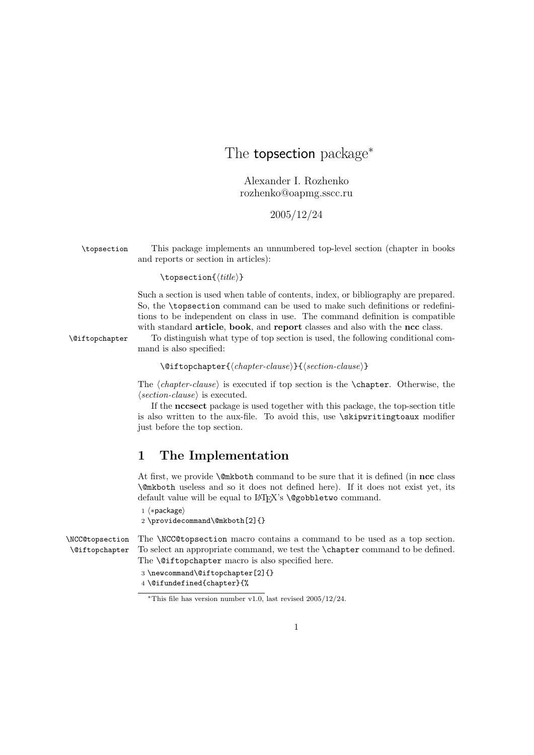# The topsection package*

Alexander I. Rozhenko
rozhenko@oapmg.sscc.ru

2005/12/24

\topsection

This package implements an unnumbered top-level section (chapter in books and reports or section in articles):

```
\topsection{⟨title⟩}
```

Such a section is used when table of contents, index, or bibliography are prepared. So, the `\topsection` command can be used to make such definitions or redefinitions to be independent on class in use. The command definition is compatible with standard **article**, **book**, and **report** classes and also with the **ncc** class.

\@iftopchapter

To distinguish what type of top section is used, the following conditional command is also specified:

```
\@iftopchapter{⟨chapter-clause⟩}{⟨section-clause⟩}
```

The ⟨*chapter-clause*⟩ is executed if top section is the `\chapter`. Otherwise, the ⟨*section-clause*⟩ is executed.

If the **nccsect** package is used together with this package, the top-section title is also written to the aux-file. To avoid this, use `\skipwritingtoaux` modifier just before the top section.

## 1 The Implementation

At first, we provide `\@mkboth` command to be sure that it is defined (in **ncc** class `\@mkboth` useless and so it does not defined here). If it does not exist yet, its default value will be equal to LaTeX's `\@gobbletwo` command.

```
1 ⟨*package⟩
2 \providecommand\@mkboth[2]{}
```

\NCC@topsection
\@iftopchapter

The `\NCC@topsection` macro contains a command to be used as a top section. To select an appropriate command, we test the `\chapter` command to be defined. The `\@iftopchapter` macro is also specified here.

```
3 \newcommand\@iftopchapter[2]{}
4 \@ifundefined{chapter}{%
```

*This file has version number v1.0, last revised 2005/12/24.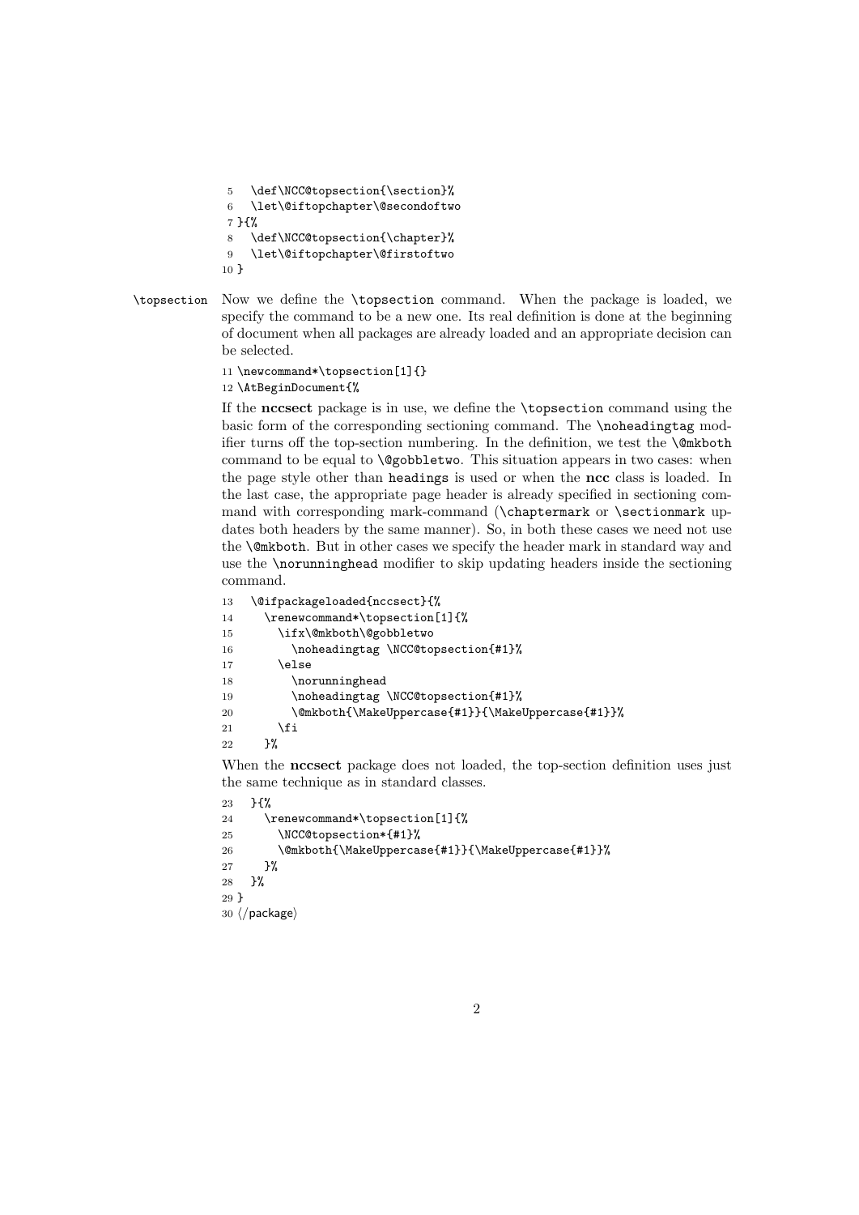```
5   \def\NCC@topsection{\section}%
6   \let\@iftopchapter\@secondoftwo
7 }{%
8   \def\NCC@topsection{\chapter}%
9   \let\@iftopchapter\@firstoftwo
10 }
```

`\topsection` Now we define the `\topsection` command. When the package is loaded, we specify the command to be a new one. Its real definition is done at the beginning of document when all packages are already loaded and an appropriate decision can be selected.

```
11 \newcommand*\topsection[1]{}
12 \AtBeginDocument{%
```

If the **nccsect** package is in use, we define the `\topsection` command using the basic form of the corresponding sectioning command. The `\noheadingtag` modifier turns off the top-section numbering. In the definition, we test the `\@mkboth` command to be equal to `\@gobbletwo`. This situation appears in two cases: when the page style other than `headings` is used or when the **ncc** class is loaded. In the last case, the appropriate page header is already specified in sectioning command with corresponding mark-command (`\chaptermark` or `\sectionmark` updates both headers by the same manner). So, in both these cases we need not use the `\@mkboth`. But in other cases we specify the header mark in standard way and use the `\norunninghead` modifier to skip updating headers inside the sectioning command.

```
13   \@ifpackageloaded{nccsect}{%
14     \renewcommand*\topsection[1]{%
15       \ifx\@mkboth\@gobbletwo
16         \noheadingtag \NCC@topsection{#1}%
17       \else
18         \norunninghead
19         \noheadingtag \NCC@topsection{#1}%
20         \@mkboth{\MakeUppercase{#1}}{\MakeUppercase{#1}}%
21       \fi
22     }%
```

When the **nccsect** package does not loaded, the top-section definition uses just the same technique as in standard classes.

```
23   }{%
24     \renewcommand*\topsection[1]{%
25       \NCC@topsection*{#1}%
26       \@mkboth{\MakeUppercase{#1}}{\MakeUppercase{#1}}%
27     }%
28   }%
29 }
30 ⟨/package⟩
```